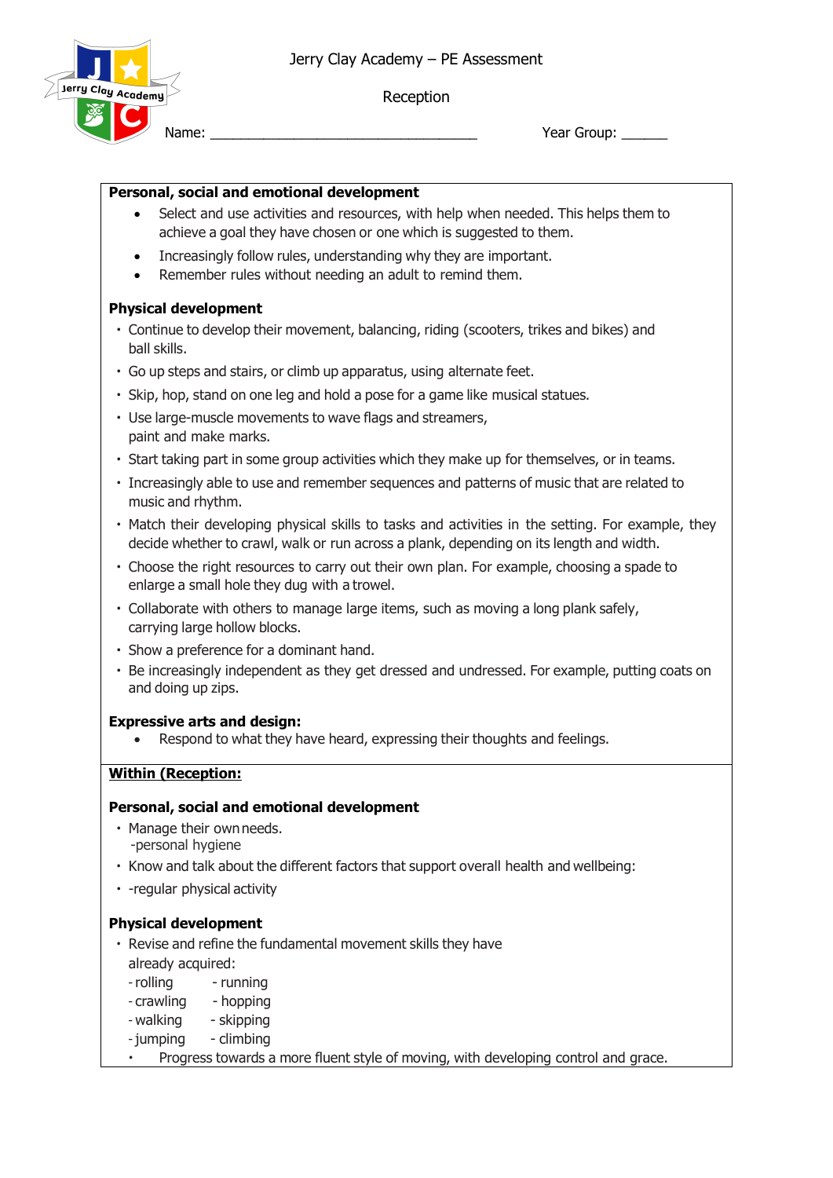Jerry Clay Academy – PE Assessment

Reception

Name: ___________________________________ Year Group: ______

**Personal, social and emotional development**

- Select and use activities and resources, with help when needed. This helps them to achieve a goal they have chosen or one which is suggested to them.
- Increasingly follow rules, understanding why they are important.
- Remember rules without needing an adult to remind them.

**Physical development**

- Continue to develop their movement, balancing, riding (scooters, trikes and bikes) and ball skills.
- Go up steps and stairs, or climb up apparatus, using alternate feet.
- Skip, hop, stand on one leg and hold a pose for a game like musical statues.
- Use large-muscle movements to wave flags and streamers, paint and make marks.
- Start taking part in some group activities which they make up for themselves, or in teams.
- Increasingly able to use and remember sequences and patterns of music that are related to music and rhythm.
- Match their developing physical skills to tasks and activities in the setting. For example, they decide whether to crawl, walk or run across a plank, depending on its length and width.
- Choose the right resources to carry out their own plan. For example, choosing a spade to enlarge a small hole they dug with a trowel.
- Collaborate with others to manage large items, such as moving a long plank safely, carrying large hollow blocks.
- Show a preference for a dominant hand.
- Be increasingly independent as they get dressed and undressed. For example, putting coats on and doing up zips.

**Expressive arts and design:**

- Respond to what they have heard, expressing their thoughts and feelings.

**<u>Within (Reception:</u>**

**Personal, social and emotional development**

- Manage their own needs.
  -personal hygiene
- Know and talk about the different factors that support overall health and wellbeing:
- -regular physical activity

**Physical development**

- Revise and refine the fundamental movement skills they have already acquired:
  - rolling - running
  - crawling - hopping
  - walking - skipping
  - jumping - climbing
- Progress towards a more fluent style of moving, with developing control and grace.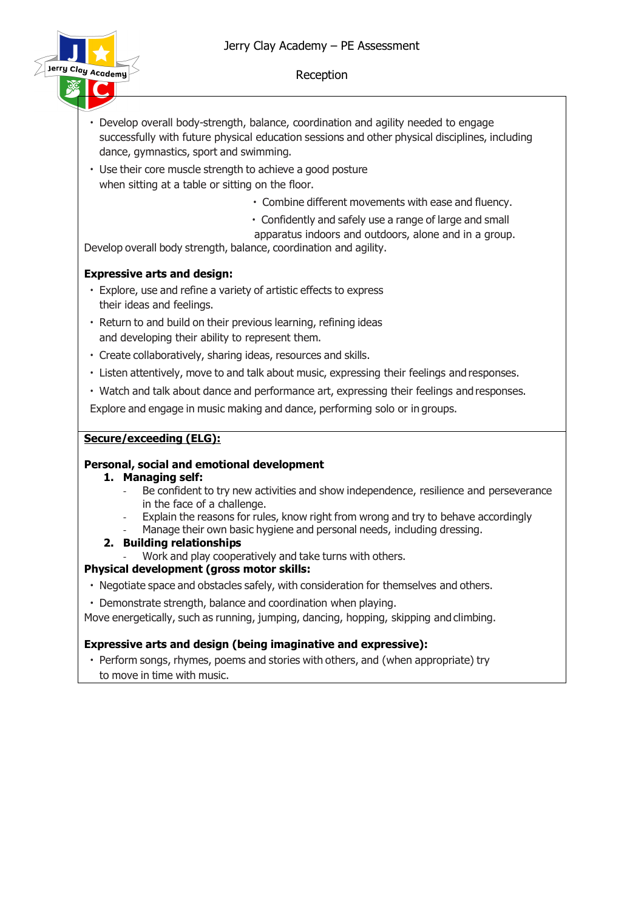Jerry Clay Academy – PE Assessment

Reception

- Develop overall body-strength, balance, coordination and agility needed to engage successfully with future physical education sessions and other physical disciplines, including dance, gymnastics, sport and swimming.
- Use their core muscle strength to achieve a good posture when sitting at a table or sitting on the floor.
- Combine different movements with ease and fluency.
- Confidently and safely use a range of large and small apparatus indoors and outdoors, alone and in a group.

Develop overall body strength, balance, coordination and agility.

**Expressive arts and design:**

- Explore, use and refine a variety of artistic effects to express their ideas and feelings.
- Return to and build on their previous learning, refining ideas and developing their ability to represent them.
- Create collaboratively, sharing ideas, resources and skills.
- Listen attentively, move to and talk about music, expressing their feelings and responses.
- Watch and talk about dance and performance art, expressing their feelings and responses.

Explore and engage in music making and dance, performing solo or in groups.

**Secure/exceeding (ELG):**

**Personal, social and emotional development**

1. **Managing self:**
   - Be confident to try new activities and show independence, resilience and perseverance in the face of a challenge.
   - Explain the reasons for rules, know right from wrong and try to behave accordingly
   - Manage their own basic hygiene and personal needs, including dressing.
2. **Building relationships**
   - Work and play cooperatively and take turns with others.

**Physical development (gross motor skills:**

- Negotiate space and obstacles safely, with consideration for themselves and others.
- Demonstrate strength, balance and coordination when playing.

Move energetically, such as running, jumping, dancing, hopping, skipping and climbing.

**Expressive arts and design (being imaginative and expressive):**

- Perform songs, rhymes, poems and stories with others, and (when appropriate) try to move in time with music.